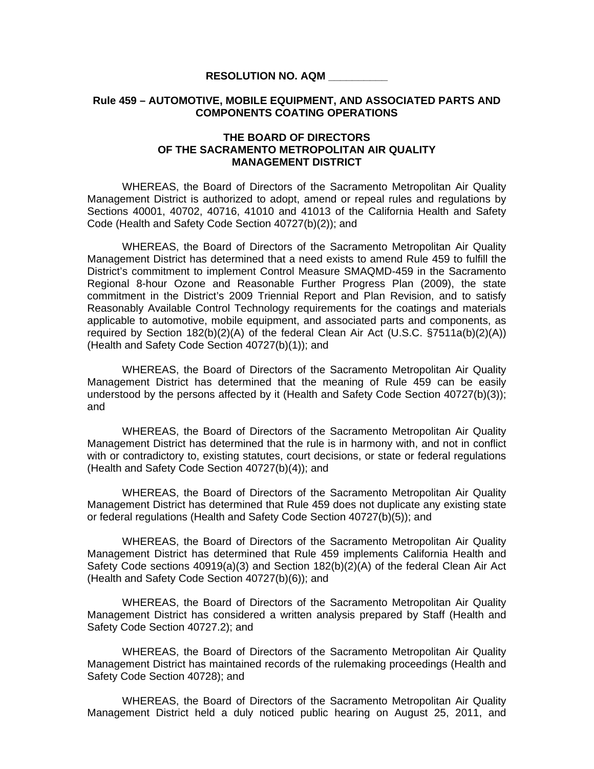**RESOLUTION NO. AQM __________**

**Rule 459 – AUTOMOTIVE, MOBILE EQUIPMENT, AND ASSOCIATED PARTS AND COMPONENTS COATING OPERATIONS**

**THE BOARD OF DIRECTORS
OF THE SACRAMENTO METROPOLITAN AIR QUALITY
MANAGEMENT DISTRICT**

WHEREAS, the Board of Directors of the Sacramento Metropolitan Air Quality Management District is authorized to adopt, amend or repeal rules and regulations by Sections 40001, 40702, 40716, 41010 and 41013 of the California Health and Safety Code (Health and Safety Code Section 40727(b)(2)); and

WHEREAS, the Board of Directors of the Sacramento Metropolitan Air Quality Management District has determined that a need exists to amend Rule 459 to fulfill the District's commitment to implement Control Measure SMAQMD-459 in the Sacramento Regional 8-hour Ozone and Reasonable Further Progress Plan (2009), the state commitment in the District's 2009 Triennial Report and Plan Revision, and to satisfy Reasonably Available Control Technology requirements for the coatings and materials applicable to automotive, mobile equipment, and associated parts and components, as required by Section 182(b)(2)(A) of the federal Clean Air Act (U.S.C. §7511a(b)(2)(A)) (Health and Safety Code Section 40727(b)(1)); and

WHEREAS, the Board of Directors of the Sacramento Metropolitan Air Quality Management District has determined that the meaning of Rule 459 can be easily understood by the persons affected by it (Health and Safety Code Section 40727(b)(3)); and

WHEREAS, the Board of Directors of the Sacramento Metropolitan Air Quality Management District has determined that the rule is in harmony with, and not in conflict with or contradictory to, existing statutes, court decisions, or state or federal regulations (Health and Safety Code Section 40727(b)(4)); and

WHEREAS, the Board of Directors of the Sacramento Metropolitan Air Quality Management District has determined that Rule 459 does not duplicate any existing state or federal regulations (Health and Safety Code Section 40727(b)(5)); and

WHEREAS, the Board of Directors of the Sacramento Metropolitan Air Quality Management District has determined that Rule 459 implements California Health and Safety Code sections 40919(a)(3) and Section 182(b)(2)(A) of the federal Clean Air Act (Health and Safety Code Section 40727(b)(6)); and

WHEREAS, the Board of Directors of the Sacramento Metropolitan Air Quality Management District has considered a written analysis prepared by Staff (Health and Safety Code Section 40727.2); and

WHEREAS, the Board of Directors of the Sacramento Metropolitan Air Quality Management District has maintained records of the rulemaking proceedings (Health and Safety Code Section 40728); and

WHEREAS, the Board of Directors of the Sacramento Metropolitan Air Quality Management District held a duly noticed public hearing on August 25, 2011, and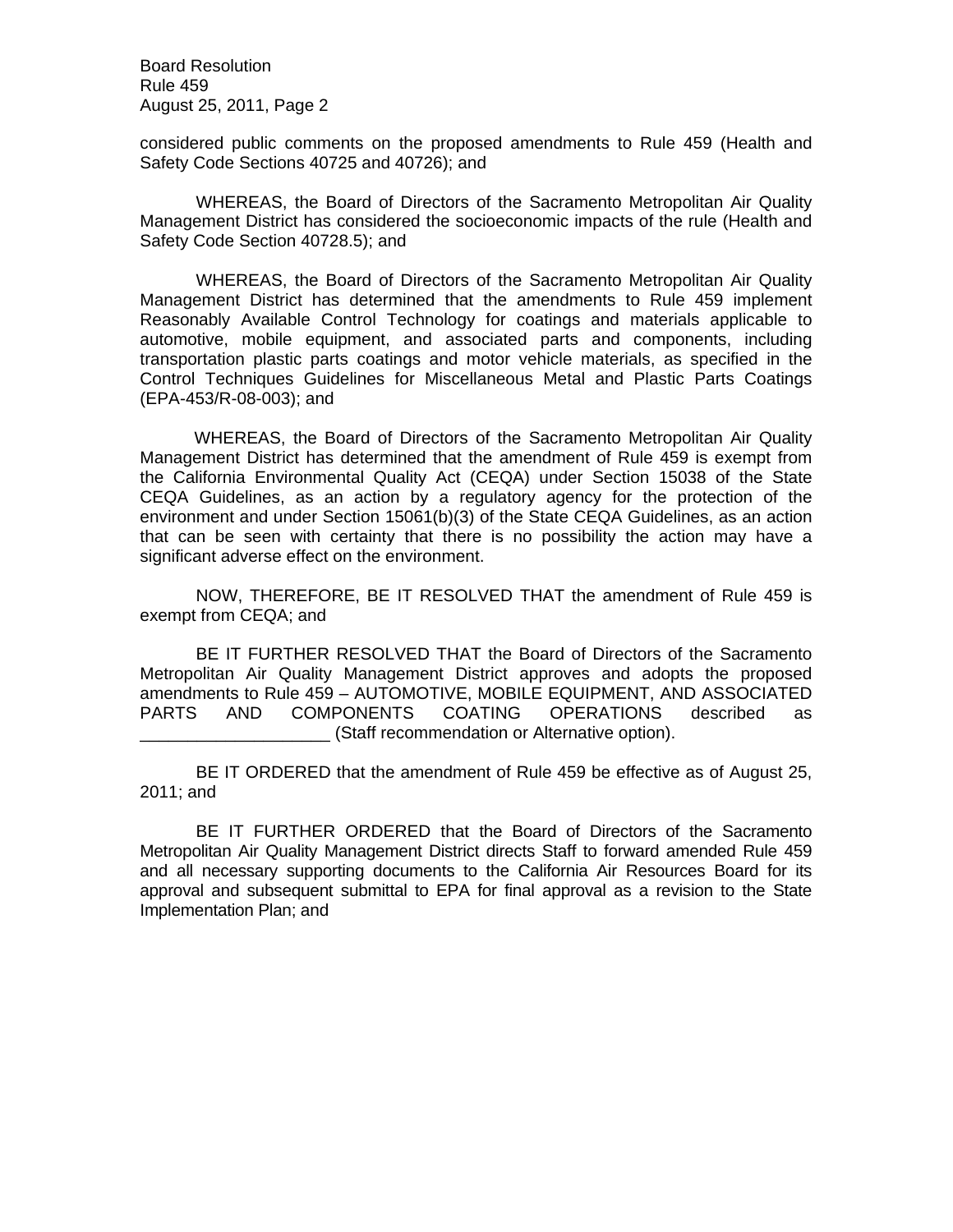considered public comments on the proposed amendments to Rule 459 (Health and Safety Code Sections 40725 and 40726); and

WHEREAS, the Board of Directors of the Sacramento Metropolitan Air Quality Management District has considered the socioeconomic impacts of the rule (Health and Safety Code Section 40728.5); and

WHEREAS, the Board of Directors of the Sacramento Metropolitan Air Quality Management District has determined that the amendments to Rule 459 implement Reasonably Available Control Technology for coatings and materials applicable to automotive, mobile equipment, and associated parts and components, including transportation plastic parts coatings and motor vehicle materials, as specified in the Control Techniques Guidelines for Miscellaneous Metal and Plastic Parts Coatings (EPA-453/R-08-003); and

WHEREAS, the Board of Directors of the Sacramento Metropolitan Air Quality Management District has determined that the amendment of Rule 459 is exempt from the California Environmental Quality Act (CEQA) under Section 15038 of the State CEQA Guidelines, as an action by a regulatory agency for the protection of the environment and under Section 15061(b)(3) of the State CEQA Guidelines, as an action that can be seen with certainty that there is no possibility the action may have a significant adverse effect on the environment.

NOW, THEREFORE, BE IT RESOLVED THAT the amendment of Rule 459 is exempt from CEQA; and

BE IT FURTHER RESOLVED THAT the Board of Directors of the Sacramento Metropolitan Air Quality Management District approves and adopts the proposed amendments to Rule 459 – AUTOMOTIVE, MOBILE EQUIPMENT, AND ASSOCIATED PARTS AND COMPONENTS COATING OPERATIONS described as ____________________ (Staff recommendation or Alternative option).

BE IT ORDERED that the amendment of Rule 459 be effective as of August 25, 2011; and

BE IT FURTHER ORDERED that the Board of Directors of the Sacramento Metropolitan Air Quality Management District directs Staff to forward amended Rule 459 and all necessary supporting documents to the California Air Resources Board for its approval and subsequent submittal to EPA for final approval as a revision to the State Implementation Plan; and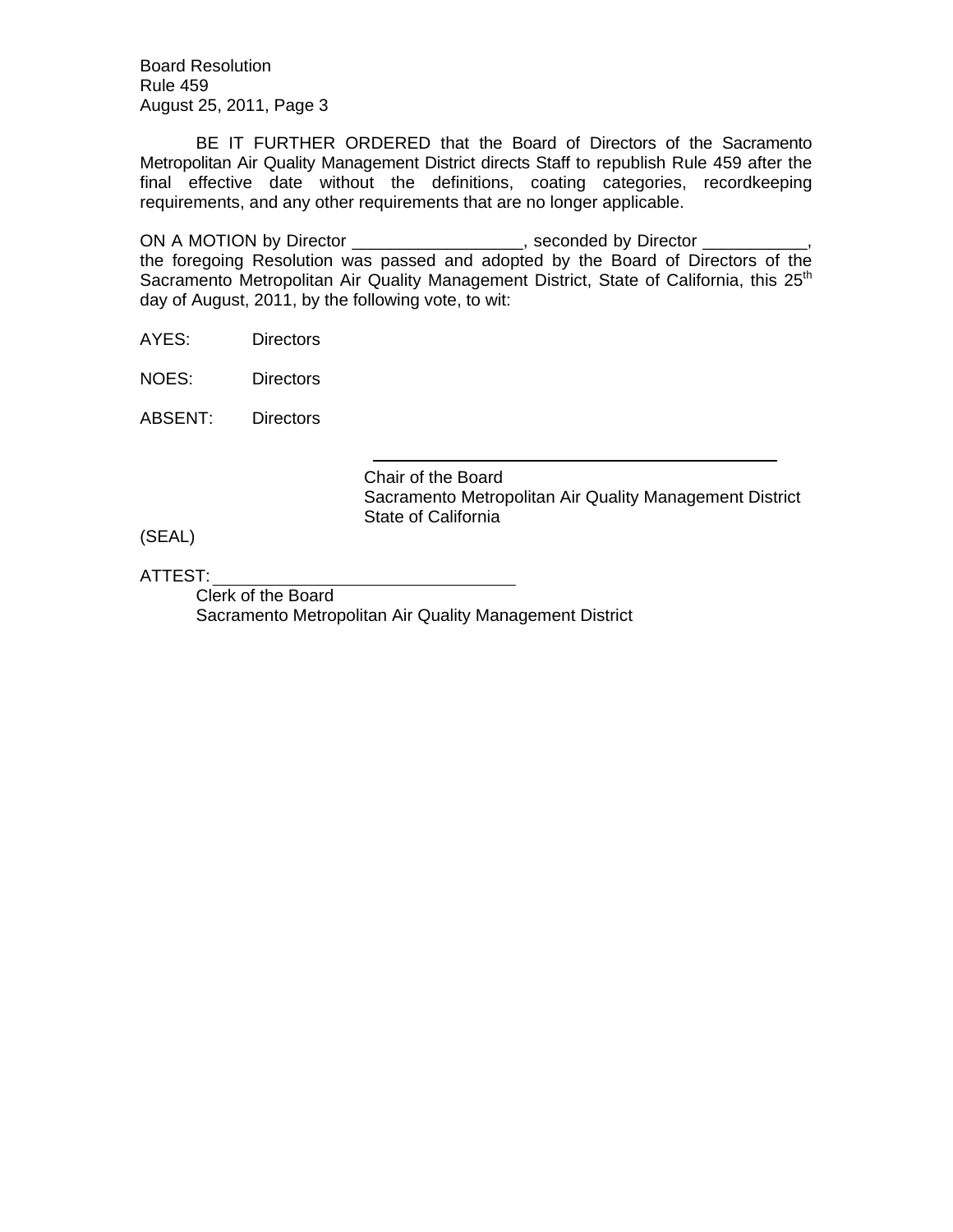BE IT FURTHER ORDERED that the Board of Directors of the Sacramento Metropolitan Air Quality Management District directs Staff to republish Rule 459 after the final effective date without the definitions, coating categories, recordkeeping requirements, and any other requirements that are no longer applicable.

ON A MOTION by Director __________________, seconded by Director ___________, the foregoing Resolution was passed and adopted by the Board of Directors of the Sacramento Metropolitan Air Quality Management District, State of California, this 25th day of August, 2011, by the following vote, to wit:

AYES: Directors

NOES: Directors

ABSENT: Directors

\_\_\_\_\_\_\_\_\_\_\_\_\_\_\_\_\_\_\_\_\_\_\_\_\_\_\_\_\_\_\_\_\_\_\_\_\_\_\_\_\_\_\_\_

Chair of the Board
Sacramento Metropolitan Air Quality Management District
State of California

(SEAL)

ATTEST: \_\_\_\_\_\_\_\_\_\_\_\_\_\_\_\_\_\_\_\_\_\_\_\_\_\_\_\_\_\_\_\_\_\_

Clerk of the Board
Sacramento Metropolitan Air Quality Management District